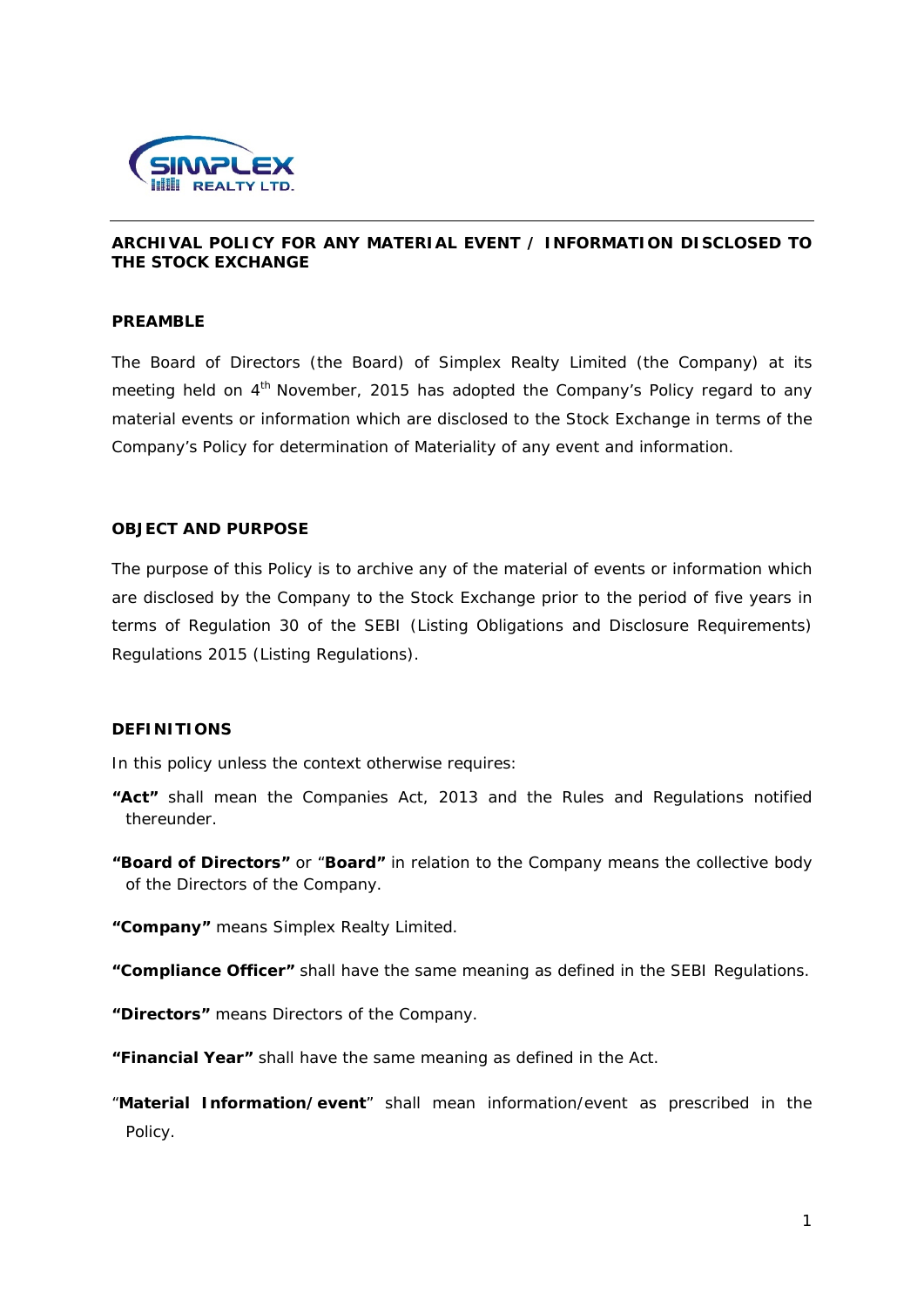## ARCHIVAL POLICY FOR ANY MATERIAL EVENT / INFORMATION DISCLOSED TO THE STOCK EXCHANGE

### PREAMBLE

The Board of Directors (the Board) of Simplex Realty Limited (the Company) at its meeting held on 4th November, 2015 has adopted the Company's Policy regard to any material events or information which are disclosed to the Stock Exchange in terms of the Company's Policy for determination of Materiality of any event and information.

### OBJECT AND PURPOSE

The purpose of this Policy is to archive any of the material of events or information which are disclosed by the Company to the Stock Exchange prior to the period of five years in terms of Regulation 30 of the SEBI (Listing Obligations and Disclosure Requirements) Regulations 2015 (Listing Regulations).

### DEFINITIONS

In this policy unless the context otherwise requires:

**"Act"** shall mean the Companies Act, 2013 and the Rules and Regulations notified thereunder.

**"Board of Directors"** or "**Board"** in relation to the Company means the collective body of the Directors of the Company.

**"Company"** means Simplex Realty Limited.

**"Compliance Officer"** shall have the same meaning as defined in the SEBI Regulations.

**"Directors"** means Directors of the Company.

**"Financial Year"** shall have the same meaning as defined in the Act.

"**Material Information/event**" shall mean information/event as prescribed in the Policy.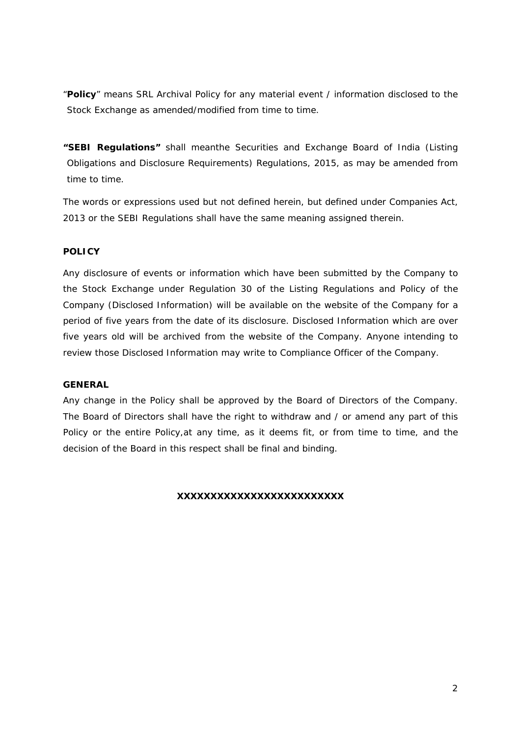"**Policy**" means SRL Archival Policy for any material event / information disclosed to the Stock Exchange as amended/modified from time to time.

**"SEBI Regulations"** shall meanthe Securities and Exchange Board of India (Listing Obligations and Disclosure Requirements) Regulations, 2015, as may be amended from time to time.

The words or expressions used but not defined herein, but defined under Companies Act, 2013 or the SEBI Regulations shall have the same meaning assigned therein.

**POLICY**

Any disclosure of events or information which have been submitted by the Company to the Stock Exchange under Regulation 30 of the Listing Regulations and Policy of the Company (Disclosed Information) will be available on the website of the Company for a period of five years from the date of its disclosure. Disclosed Information which are over five years old will be archived from the website of the Company. Anyone intending to review those Disclosed Information may write to Compliance Officer of the Company.

**GENERAL**

Any change in the Policy shall be approved by the Board of Directors of the Company. The Board of Directors shall have the right to withdraw and / or amend any part of this Policy or the entire Policy,at any time, as it deems fit, or from time to time, and the decision of the Board in this respect shall be final and binding.

**XXXXXXXXXXXXXXXXXXXXXXXXX**